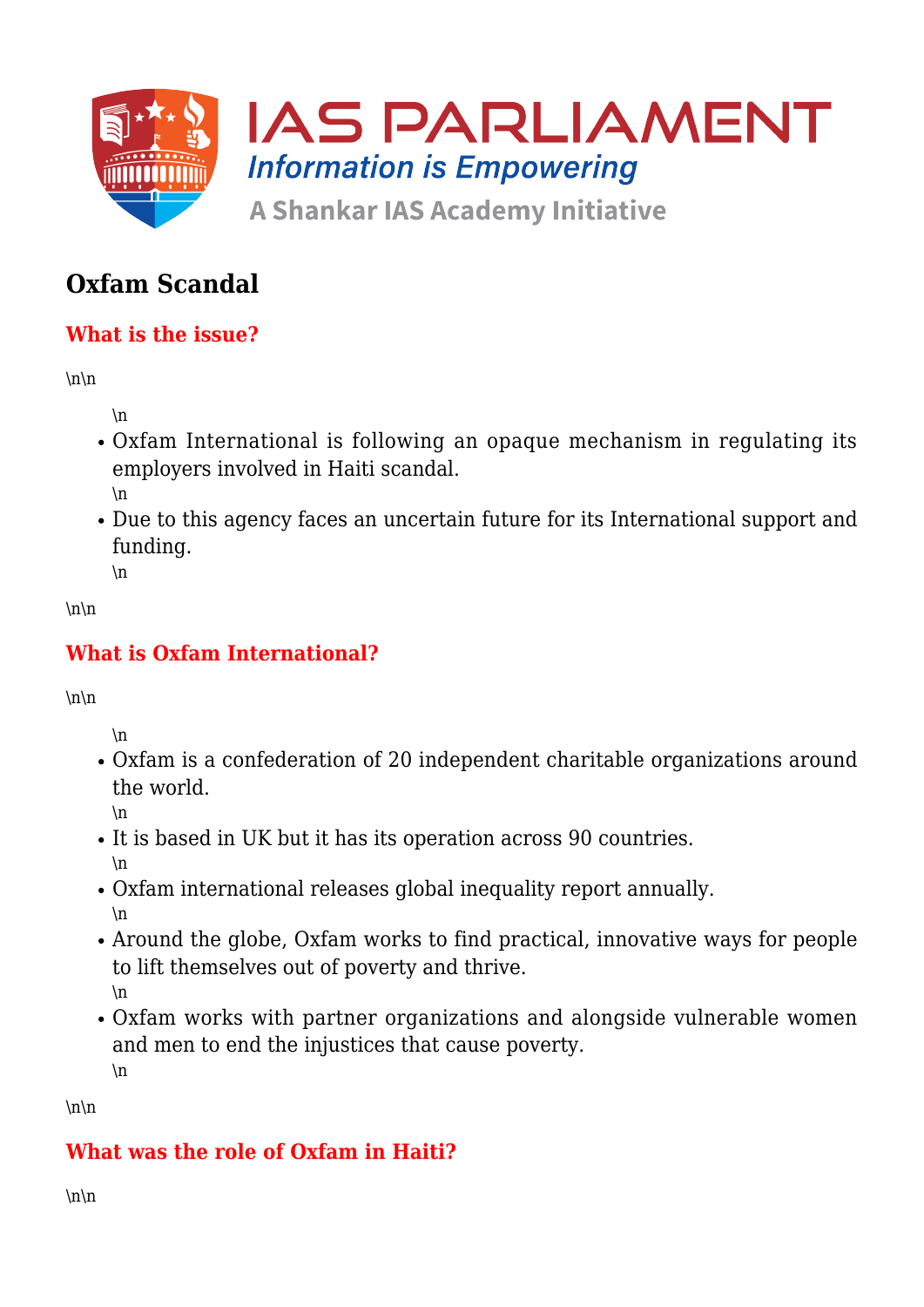# Oxfam Scandal

## What is the issue?

\n\n

\n

- Oxfam International is following an opaque mechanism in regulating its employers involved in Haiti scandal.
  \n
- Due to this agency faces an uncertain future for its International support and funding.
  \n

\n\n

## What is Oxfam International?

\n\n

\n

- Oxfam is a confederation of 20 independent charitable organizations around the world.
  \n
- It is based in UK but it has its operation across 90 countries.
  \n
- Oxfam international releases global inequality report annually.
  \n
- Around the globe, Oxfam works to find practical, innovative ways for people to lift themselves out of poverty and thrive.
  \n
- Oxfam works with partner organizations and alongside vulnerable women and men to end the injustices that cause poverty.
  \n

\n\n

## What was the role of Oxfam in Haiti?

\n\n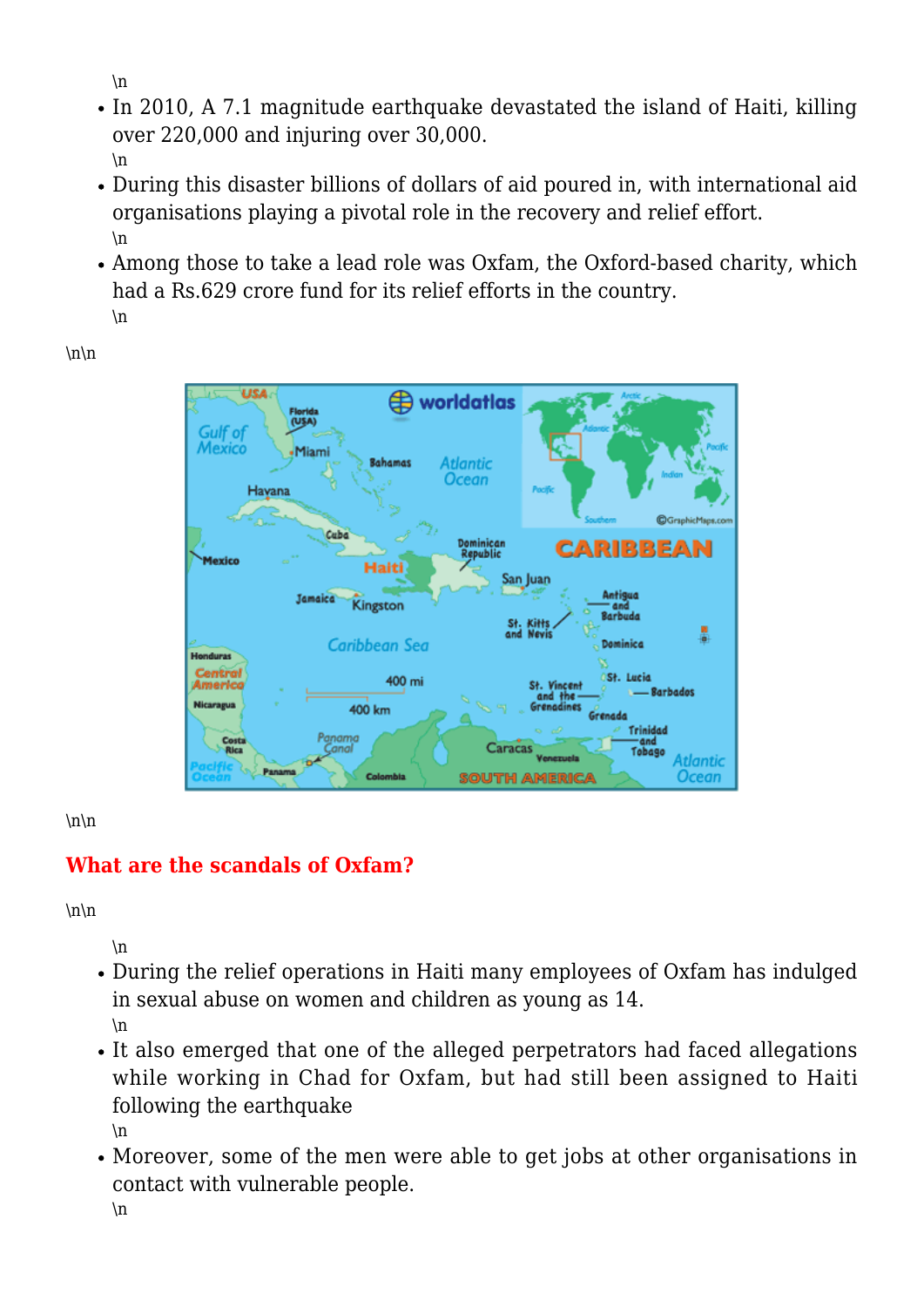- In 2010, A 7.1 magnitude earthquake devastated the island of Haiti, killing over 220,000 and injuring over 30,000.
- During this disaster billions of dollars of aid poured in, with international aid organisations playing a pivotal role in the recovery and relief effort.
- Among those to take a lead role was Oxfam, the Oxford-based charity, which had a Rs.629 crore fund for its relief efforts in the country.

## What are the scandals of Oxfam?

- During the relief operations in Haiti many employees of Oxfam has indulged in sexual abuse on women and children as young as 14.
- It also emerged that one of the alleged perpetrators had faced allegations while working in Chad for Oxfam, but had still been assigned to Haiti following the earthquake
- Moreover, some of the men were able to get jobs at other organisations in contact with vulnerable people.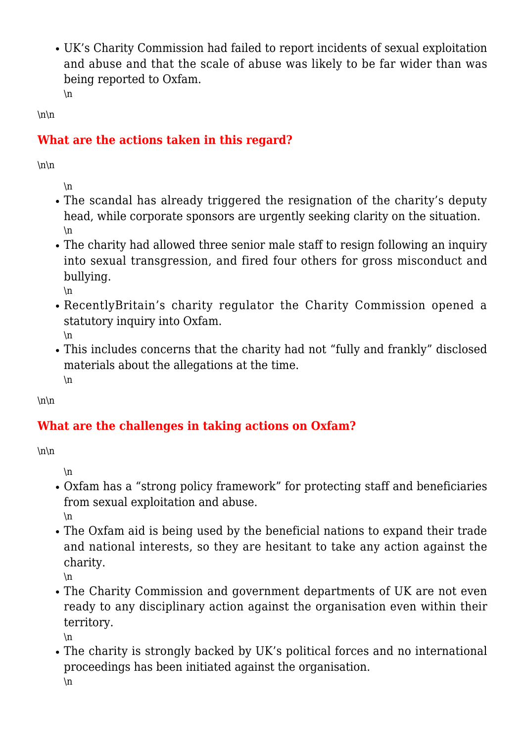- UK's Charity Commission had failed to report incidents of sexual exploitation and abuse and that the scale of abuse was likely to be far wider than was being reported to Oxfam.

## What are the actions taken in this regard?

- The scandal has already triggered the resignation of the charity's deputy head, while corporate sponsors are urgently seeking clarity on the situation.
- The charity had allowed three senior male staff to resign following an inquiry into sexual transgression, and fired four others for gross misconduct and bullying.
- RecentlyBritain's charity regulator the Charity Commission opened a statutory inquiry into Oxfam.
- This includes concerns that the charity had not "fully and frankly" disclosed materials about the allegations at the time.

## What are the challenges in taking actions on Oxfam?

- Oxfam has a "strong policy framework" for protecting staff and beneficiaries from sexual exploitation and abuse.
- The Oxfam aid is being used by the beneficial nations to expand their trade and national interests, so they are hesitant to take any action against the charity.
- The Charity Commission and government departments of UK are not even ready to any disciplinary action against the organisation even within their territory.
- The charity is strongly backed by UK's political forces and no international proceedings has been initiated against the organisation.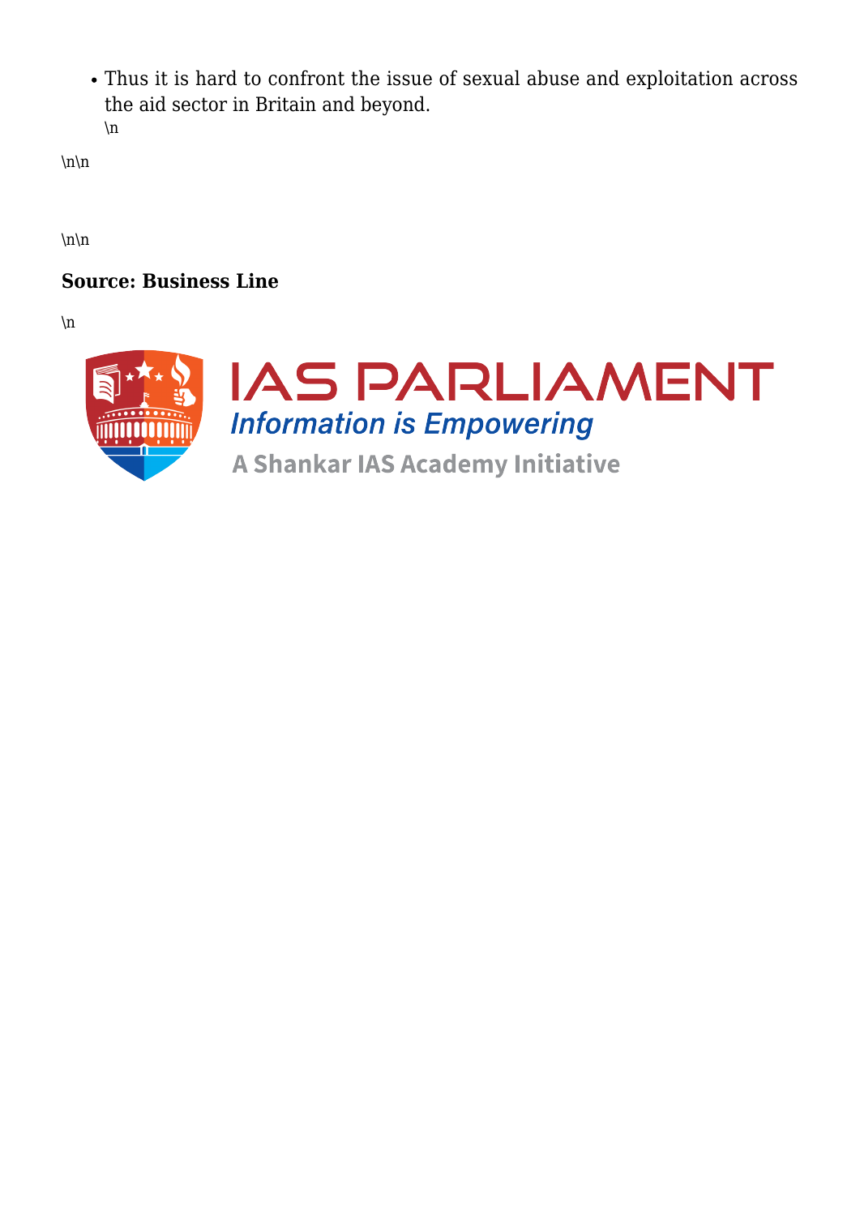- Thus it is hard to confront the issue of sexual abuse and exploitation across the aid sector in Britain and beyond.
\n

\n\n

\n\n

**Source: Business Line**

\n